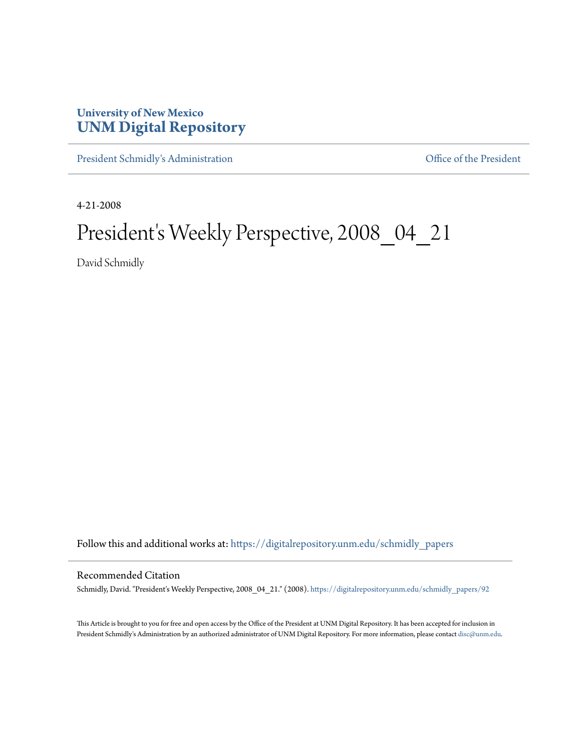University of New Mexico
# UNM Digital Repository

President Schmidly's Administration | Office of the President

4-21-2008

# President's Weekly Perspective, 2008_04_21

David Schmidly

Follow this and additional works at: https://digitalrepository.unm.edu/schmidly_papers

## Recommended Citation

Schmidly, David. "President's Weekly Perspective, 2008_04_21." (2008). https://digitalrepository.unm.edu/schmidly_papers/92

This Article is brought to you for free and open access by the Office of the President at UNM Digital Repository. It has been accepted for inclusion in President Schmidly's Administration by an authorized administrator of UNM Digital Repository. For more information, please contact disc@unm.edu.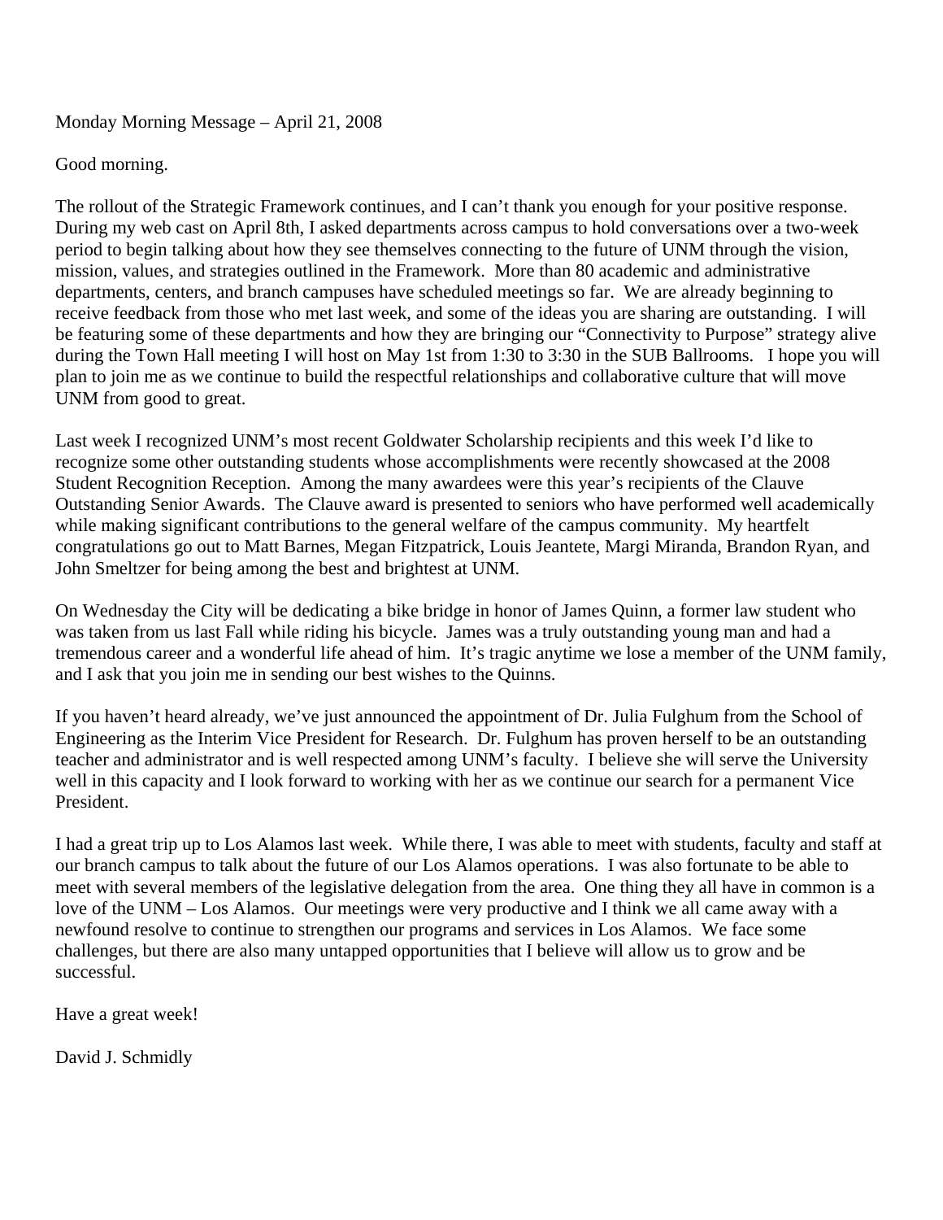Monday Morning Message – April 21, 2008

Good morning.

The rollout of the Strategic Framework continues, and I can't thank you enough for your positive response. During my web cast on April 8th, I asked departments across campus to hold conversations over a two-week period to begin talking about how they see themselves connecting to the future of UNM through the vision, mission, values, and strategies outlined in the Framework. More than 80 academic and administrative departments, centers, and branch campuses have scheduled meetings so far. We are already beginning to receive feedback from those who met last week, and some of the ideas you are sharing are outstanding. I will be featuring some of these departments and how they are bringing our "Connectivity to Purpose" strategy alive during the Town Hall meeting I will host on May 1st from 1:30 to 3:30 in the SUB Ballrooms. I hope you will plan to join me as we continue to build the respectful relationships and collaborative culture that will move UNM from good to great.

Last week I recognized UNM's most recent Goldwater Scholarship recipients and this week I'd like to recognize some other outstanding students whose accomplishments were recently showcased at the 2008 Student Recognition Reception. Among the many awardees were this year's recipients of the Clauve Outstanding Senior Awards. The Clauve award is presented to seniors who have performed well academically while making significant contributions to the general welfare of the campus community. My heartfelt congratulations go out to Matt Barnes, Megan Fitzpatrick, Louis Jeantete, Margi Miranda, Brandon Ryan, and John Smeltzer for being among the best and brightest at UNM.

On Wednesday the City will be dedicating a bike bridge in honor of James Quinn, a former law student who was taken from us last Fall while riding his bicycle. James was a truly outstanding young man and had a tremendous career and a wonderful life ahead of him. It's tragic anytime we lose a member of the UNM family, and I ask that you join me in sending our best wishes to the Quinns.

If you haven't heard already, we've just announced the appointment of Dr. Julia Fulghum from the School of Engineering as the Interim Vice President for Research. Dr. Fulghum has proven herself to be an outstanding teacher and administrator and is well respected among UNM's faculty. I believe she will serve the University well in this capacity and I look forward to working with her as we continue our search for a permanent Vice President.

I had a great trip up to Los Alamos last week. While there, I was able to meet with students, faculty and staff at our branch campus to talk about the future of our Los Alamos operations. I was also fortunate to be able to meet with several members of the legislative delegation from the area. One thing they all have in common is a love of the UNM – Los Alamos. Our meetings were very productive and I think we all came away with a newfound resolve to continue to strengthen our programs and services in Los Alamos. We face some challenges, but there are also many untapped opportunities that I believe will allow us to grow and be successful.

Have a great week!

David J. Schmidly